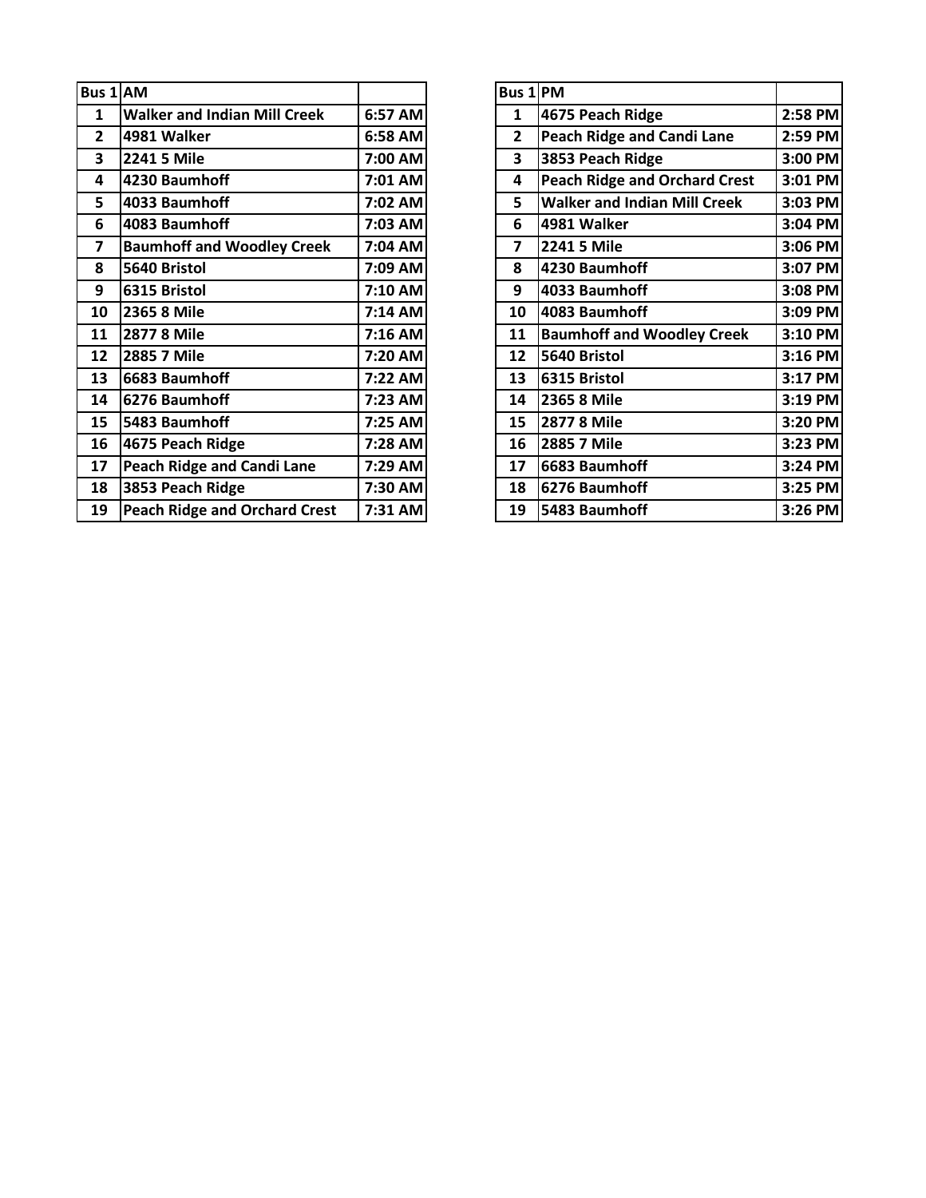| Bus 1 | AM | |
|---|---|---|
| 1 | Walker and Indian Mill Creek | 6:57 AM |
| 2 | 4981 Walker | 6:58 AM |
| 3 | 2241 5 Mile | 7:00 AM |
| 4 | 4230 Baumhoff | 7:01 AM |
| 5 | 4033 Baumhoff | 7:02 AM |
| 6 | 4083 Baumhoff | 7:03 AM |
| 7 | Baumhoff and Woodley Creek | 7:04 AM |
| 8 | 5640 Bristol | 7:09 AM |
| 9 | 6315 Bristol | 7:10 AM |
| 10 | 2365 8 Mile | 7:14 AM |
| 11 | 2877 8 Mile | 7:16 AM |
| 12 | 2885 7 Mile | 7:20 AM |
| 13 | 6683 Baumhoff | 7:22 AM |
| 14 | 6276 Baumhoff | 7:23 AM |
| 15 | 5483 Baumhoff | 7:25 AM |
| 16 | 4675 Peach Ridge | 7:28 AM |
| 17 | Peach Ridge and Candi Lane | 7:29 AM |
| 18 | 3853 Peach Ridge | 7:30 AM |
| 19 | Peach Ridge and Orchard Crest | 7:31 AM |

| Bus 1 | PM | |
|---|---|---|
| 1 | 4675 Peach Ridge | 2:58 PM |
| 2 | Peach Ridge and Candi Lane | 2:59 PM |
| 3 | 3853 Peach Ridge | 3:00 PM |
| 4 | Peach Ridge and Orchard Crest | 3:01 PM |
| 5 | Walker and Indian Mill Creek | 3:03 PM |
| 6 | 4981 Walker | 3:04 PM |
| 7 | 2241 5 Mile | 3:06 PM |
| 8 | 4230 Baumhoff | 3:07 PM |
| 9 | 4033 Baumhoff | 3:08 PM |
| 10 | 4083 Baumhoff | 3:09 PM |
| 11 | Baumhoff and Woodley Creek | 3:10 PM |
| 12 | 5640 Bristol | 3:16 PM |
| 13 | 6315 Bristol | 3:17 PM |
| 14 | 2365 8 Mile | 3:19 PM |
| 15 | 2877 8 Mile | 3:20 PM |
| 16 | 2885 7 Mile | 3:23 PM |
| 17 | 6683 Baumhoff | 3:24 PM |
| 18 | 6276 Baumhoff | 3:25 PM |
| 19 | 5483 Baumhoff | 3:26 PM |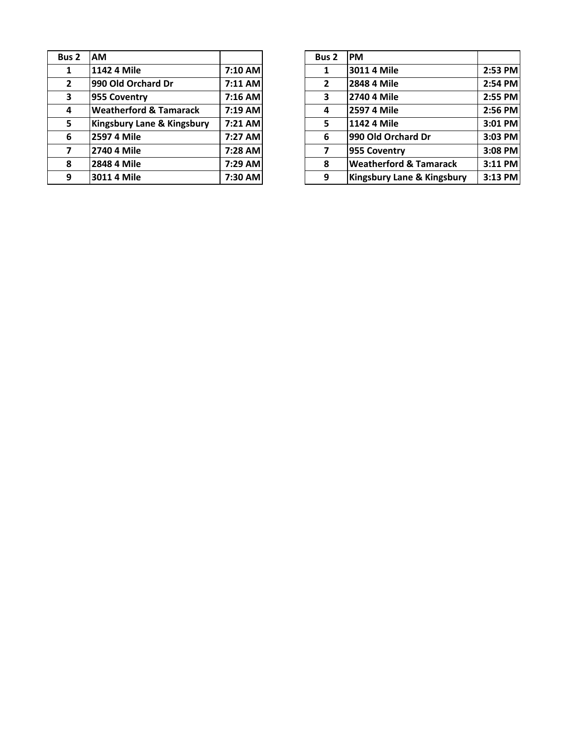| Bus 2 | AM | |
|---|---|---|
| 1 | 1142 4 Mile | 7:10 AM |
| 2 | 990 Old Orchard Dr | 7:11 AM |
| 3 | 955 Coventry | 7:16 AM |
| 4 | Weatherford & Tamarack | 7:19 AM |
| 5 | Kingsbury Lane & Kingsbury | 7:21 AM |
| 6 | 2597 4 Mile | 7:27 AM |
| 7 | 2740 4 Mile | 7:28 AM |
| 8 | 2848 4 Mile | 7:29 AM |
| 9 | 3011 4 Mile | 7:30 AM |

| Bus 2 | PM | |
|---|---|---|
| 1 | 3011 4 Mile | 2:53 PM |
| 2 | 2848 4 Mile | 2:54 PM |
| 3 | 2740 4 Mile | 2:55 PM |
| 4 | 2597 4 Mile | 2:56 PM |
| 5 | 1142 4 Mile | 3:01 PM |
| 6 | 990 Old Orchard Dr | 3:03 PM |
| 7 | 955 Coventry | 3:08 PM |
| 8 | Weatherford & Tamarack | 3:11 PM |
| 9 | Kingsbury Lane & Kingsbury | 3:13 PM |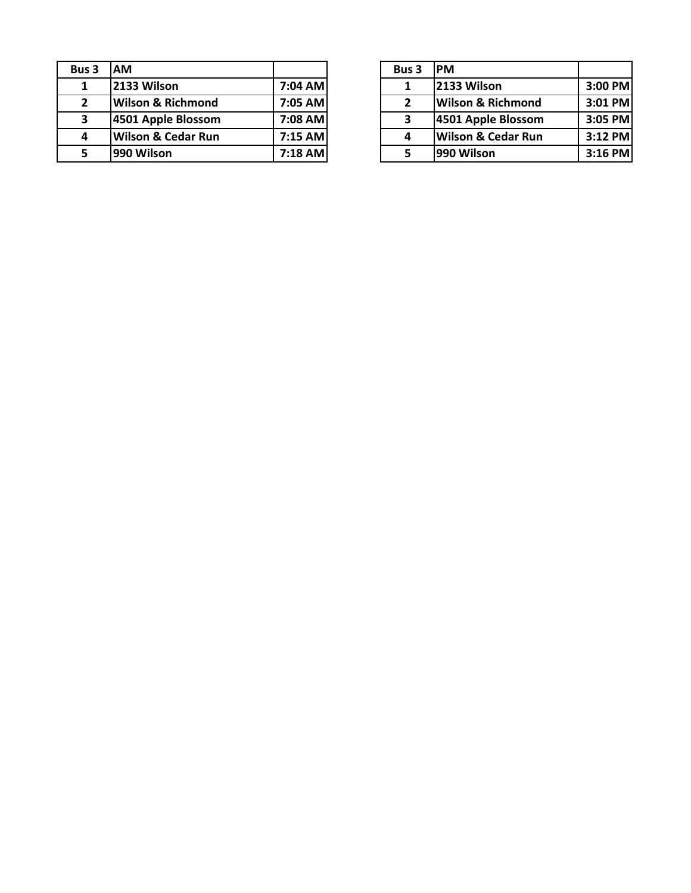| Bus 3 | AM | |
|---|---|---|
| 1 | 2133 Wilson | 7:04 AM |
| 2 | Wilson & Richmond | 7:05 AM |
| 3 | 4501 Apple Blossom | 7:08 AM |
| 4 | Wilson & Cedar Run | 7:15 AM |
| 5 | 990 Wilson | 7:18 AM |

| Bus 3 | PM | |
|---|---|---|
| 1 | 2133 Wilson | 3:00 PM |
| 2 | Wilson & Richmond | 3:01 PM |
| 3 | 4501 Apple Blossom | 3:05 PM |
| 4 | Wilson & Cedar Run | 3:12 PM |
| 5 | 990 Wilson | 3:16 PM |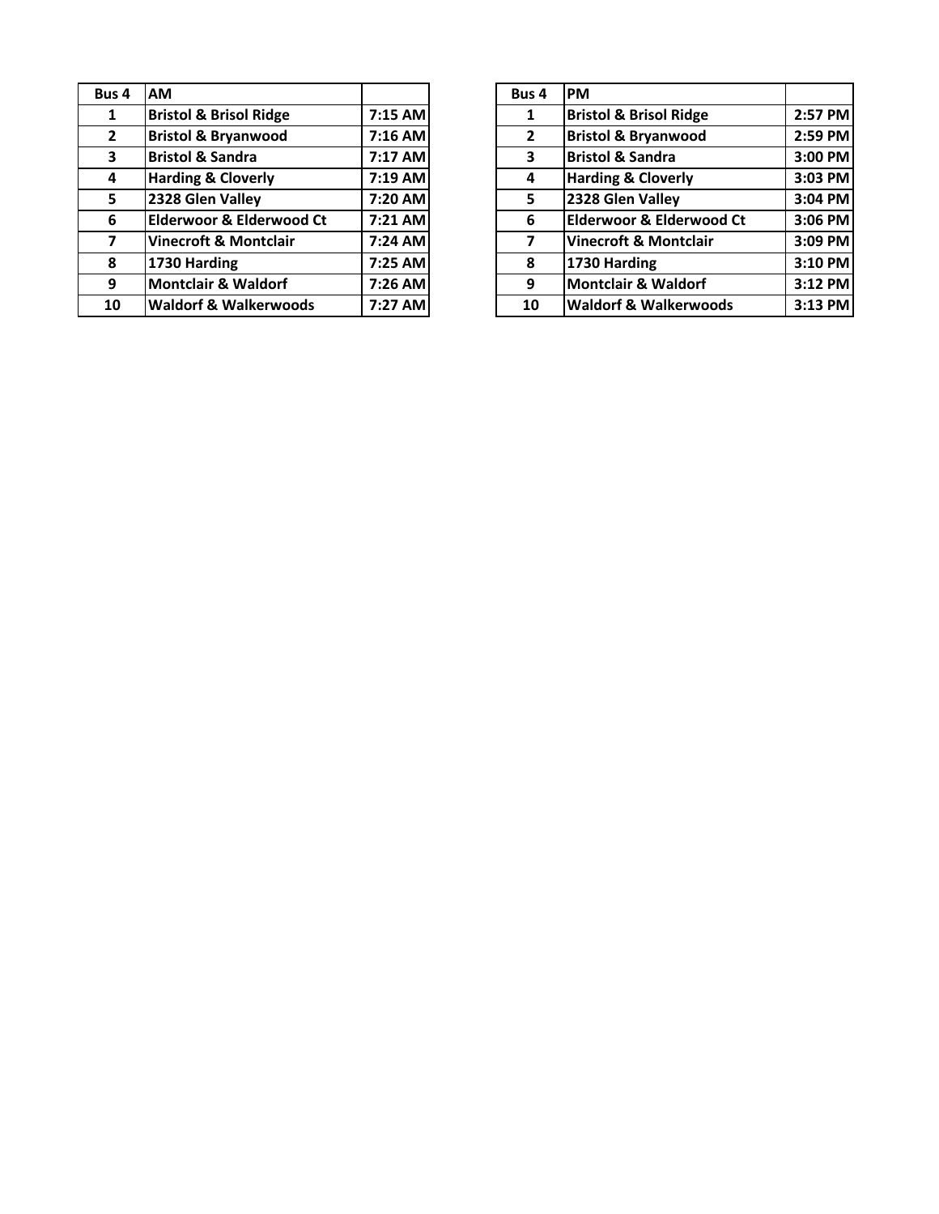| Bus 4 | AM | |
|---|---|---|
| 1 | **Bristol & Brisol Ridge** | 7:15 AM |
| 2 | **Bristol & Bryanwood** | 7:16 AM |
| 3 | **Bristol & Sandra** | 7:17 AM |
| 4 | **Harding & Cloverly** | 7:19 AM |
| 5 | **2328 Glen Valley** | 7:20 AM |
| 6 | **Elderwoor & Elderwood Ct** | 7:21 AM |
| 7 | **Vinecroft & Montclair** | 7:24 AM |
| 8 | **1730 Harding** | 7:25 AM |
| 9 | **Montclair & Waldorf** | 7:26 AM |
| 10 | **Waldorf & Walkerwoods** | 7:27 AM |

| Bus 4 | PM | |
|---|---|---|
| 1 | **Bristol & Brisol Ridge** | 2:57 PM |
| 2 | **Bristol & Bryanwood** | 2:59 PM |
| 3 | **Bristol & Sandra** | 3:00 PM |
| 4 | **Harding & Cloverly** | 3:03 PM |
| 5 | **2328 Glen Valley** | 3:04 PM |
| 6 | **Elderwoor & Elderwood Ct** | 3:06 PM |
| 7 | **Vinecroft & Montclair** | 3:09 PM |
| 8 | **1730 Harding** | 3:10 PM |
| 9 | **Montclair & Waldorf** | 3:12 PM |
| 10 | **Waldorf & Walkerwoods** | 3:13 PM |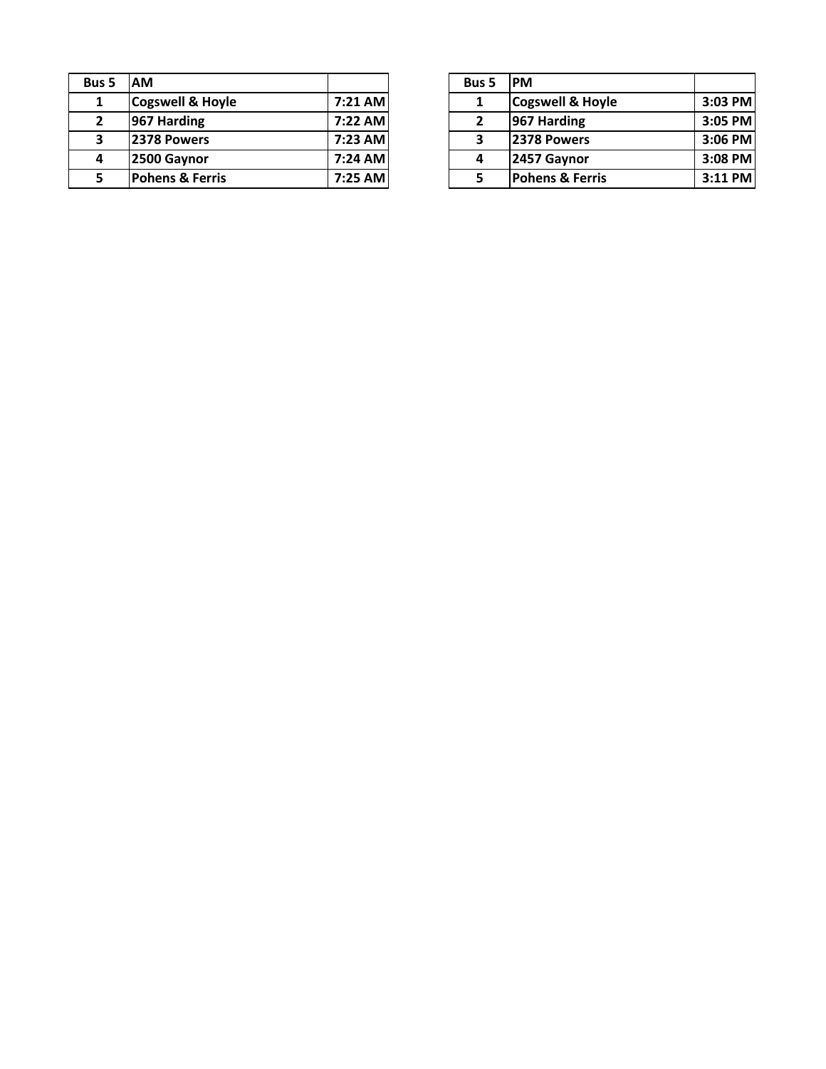| Bus 5 | AM | |
|---|---|---|
| 1 | Cogswell & Hoyle | 7:21 AM |
| 2 | 967 Harding | 7:22 AM |
| 3 | 2378 Powers | 7:23 AM |
| 4 | 2500 Gaynor | 7:24 AM |
| 5 | Pohens & Ferris | 7:25 AM |

| Bus 5 | PM | |
|---|---|---|
| 1 | Cogswell & Hoyle | 3:03 PM |
| 2 | 967 Harding | 3:05 PM |
| 3 | 2378 Powers | 3:06 PM |
| 4 | 2457 Gaynor | 3:08 PM |
| 5 | Pohens & Ferris | 3:11 PM |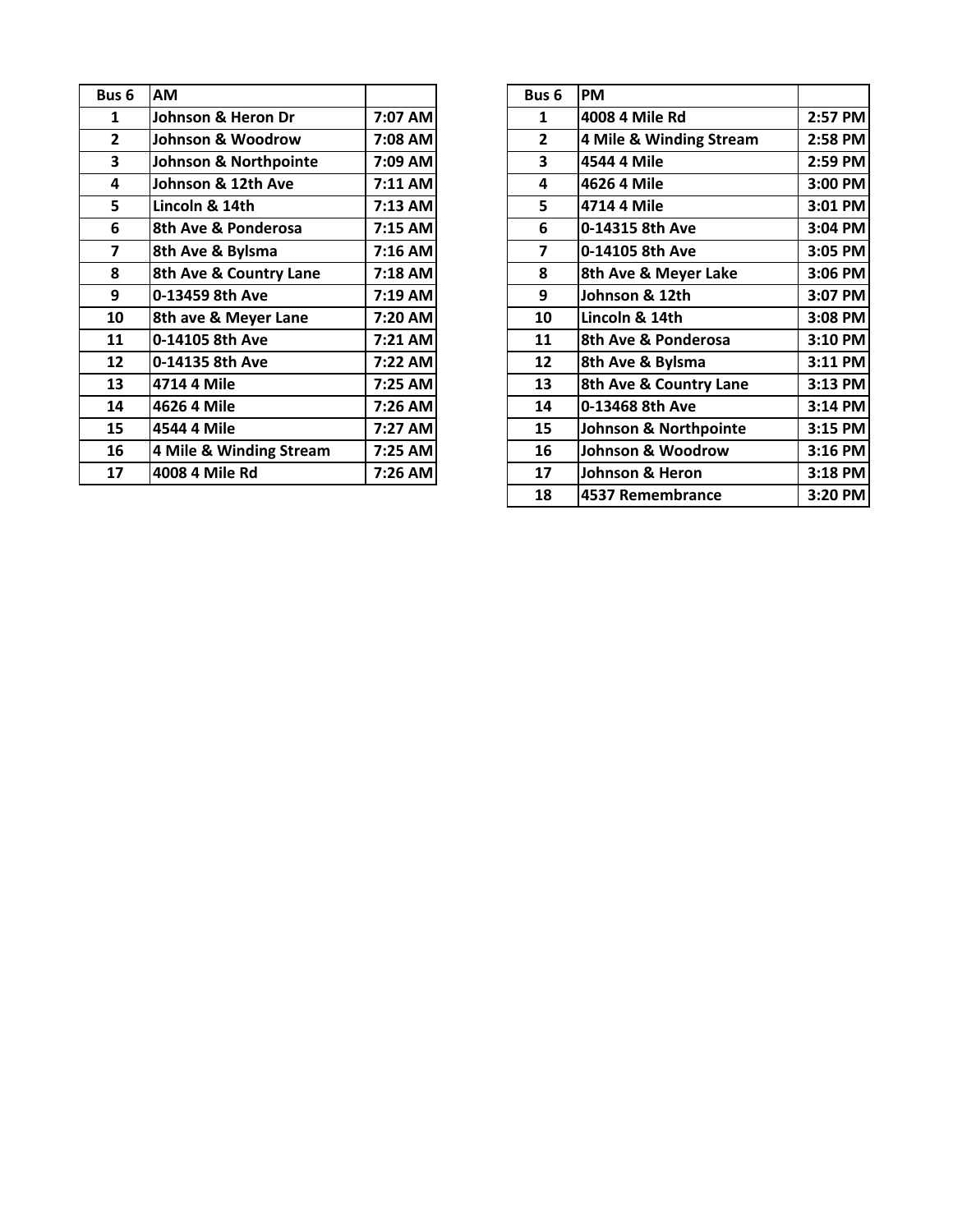| Bus 6 | AM | |
|---|---|---|
| 1 | Johnson & Heron Dr | 7:07 AM |
| 2 | Johnson & Woodrow | 7:08 AM |
| 3 | Johnson & Northpointe | 7:09 AM |
| 4 | Johnson & 12th Ave | 7:11 AM |
| 5 | Lincoln & 14th | 7:13 AM |
| 6 | 8th Ave & Ponderosa | 7:15 AM |
| 7 | 8th Ave & Bylsma | 7:16 AM |
| 8 | 8th Ave & Country Lane | 7:18 AM |
| 9 | 0-13459 8th Ave | 7:19 AM |
| 10 | 8th ave & Meyer Lane | 7:20 AM |
| 11 | 0-14105 8th Ave | 7:21 AM |
| 12 | 0-14135 8th Ave | 7:22 AM |
| 13 | 4714 4 Mile | 7:25 AM |
| 14 | 4626 4 Mile | 7:26 AM |
| 15 | 4544 4 Mile | 7:27 AM |
| 16 | 4 Mile & Winding Stream | 7:25 AM |
| 17 | 4008 4 Mile Rd | 7:26 AM |

| Bus 6 | PM | |
|---|---|---|
| 1 | 4008 4 Mile Rd | 2:57 PM |
| 2 | 4 Mile & Winding Stream | 2:58 PM |
| 3 | 4544 4 Mile | 2:59 PM |
| 4 | 4626 4 Mile | 3:00 PM |
| 5 | 4714 4 Mile | 3:01 PM |
| 6 | 0-14315 8th Ave | 3:04 PM |
| 7 | 0-14105 8th Ave | 3:05 PM |
| 8 | 8th Ave & Meyer Lake | 3:06 PM |
| 9 | Johnson & 12th | 3:07 PM |
| 10 | Lincoln & 14th | 3:08 PM |
| 11 | 8th Ave & Ponderosa | 3:10 PM |
| 12 | 8th Ave & Bylsma | 3:11 PM |
| 13 | 8th Ave & Country Lane | 3:13 PM |
| 14 | 0-13468 8th Ave | 3:14 PM |
| 15 | Johnson & Northpointe | 3:15 PM |
| 16 | Johnson & Woodrow | 3:16 PM |
| 17 | Johnson & Heron | 3:18 PM |
| 18 | 4537 Remembrance | 3:20 PM |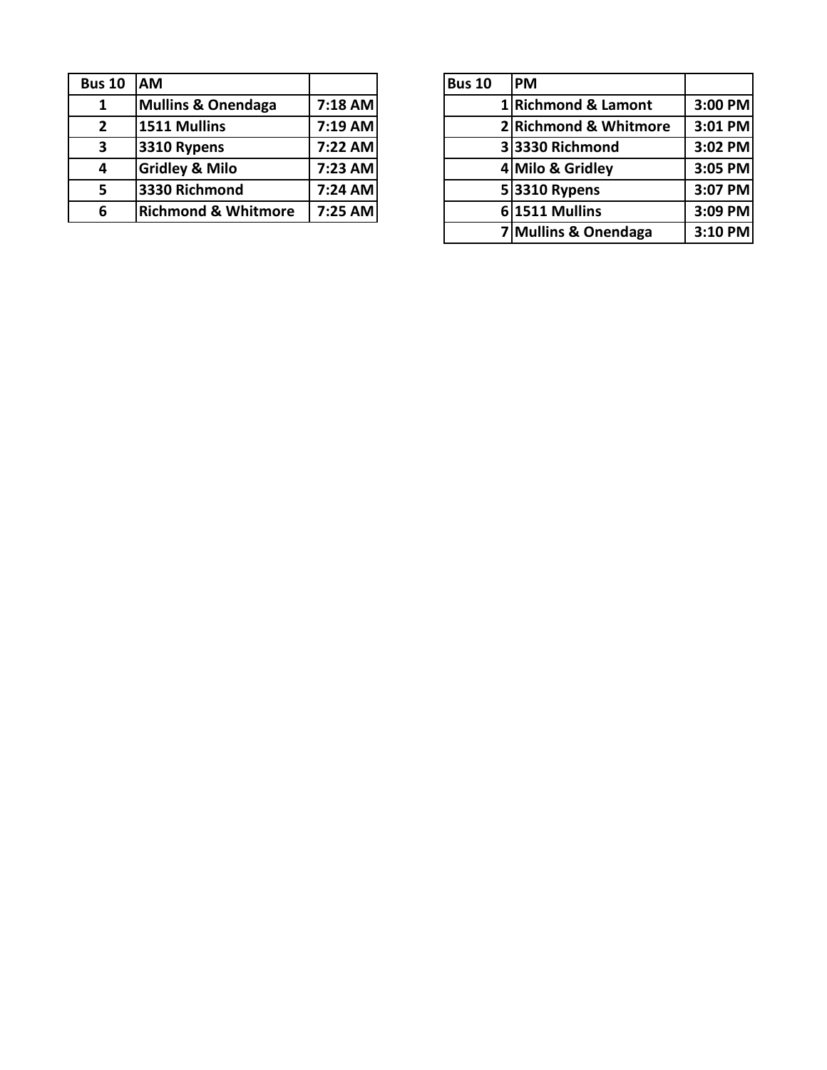| Bus 10 | AM | |
|---|---|---|
| 1 | Mullins & Onendaga | 7:18 AM |
| 2 | 1511 Mullins | 7:19 AM |
| 3 | 3310 Rypens | 7:22 AM |
| 4 | Gridley & Milo | 7:23 AM |
| 5 | 3330 Richmond | 7:24 AM |
| 6 | Richmond & Whitmore | 7:25 AM |

| Bus 10 | PM | |
|---|---|---|
| 1 | Richmond & Lamont | 3:00 PM |
| 2 | Richmond & Whitmore | 3:01 PM |
| 3 | 3330 Richmond | 3:02 PM |
| 4 | Milo & Gridley | 3:05 PM |
| 5 | 3310 Rypens | 3:07 PM |
| 6 | 1511 Mullins | 3:09 PM |
| 7 | Mullins & Onendaga | 3:10 PM |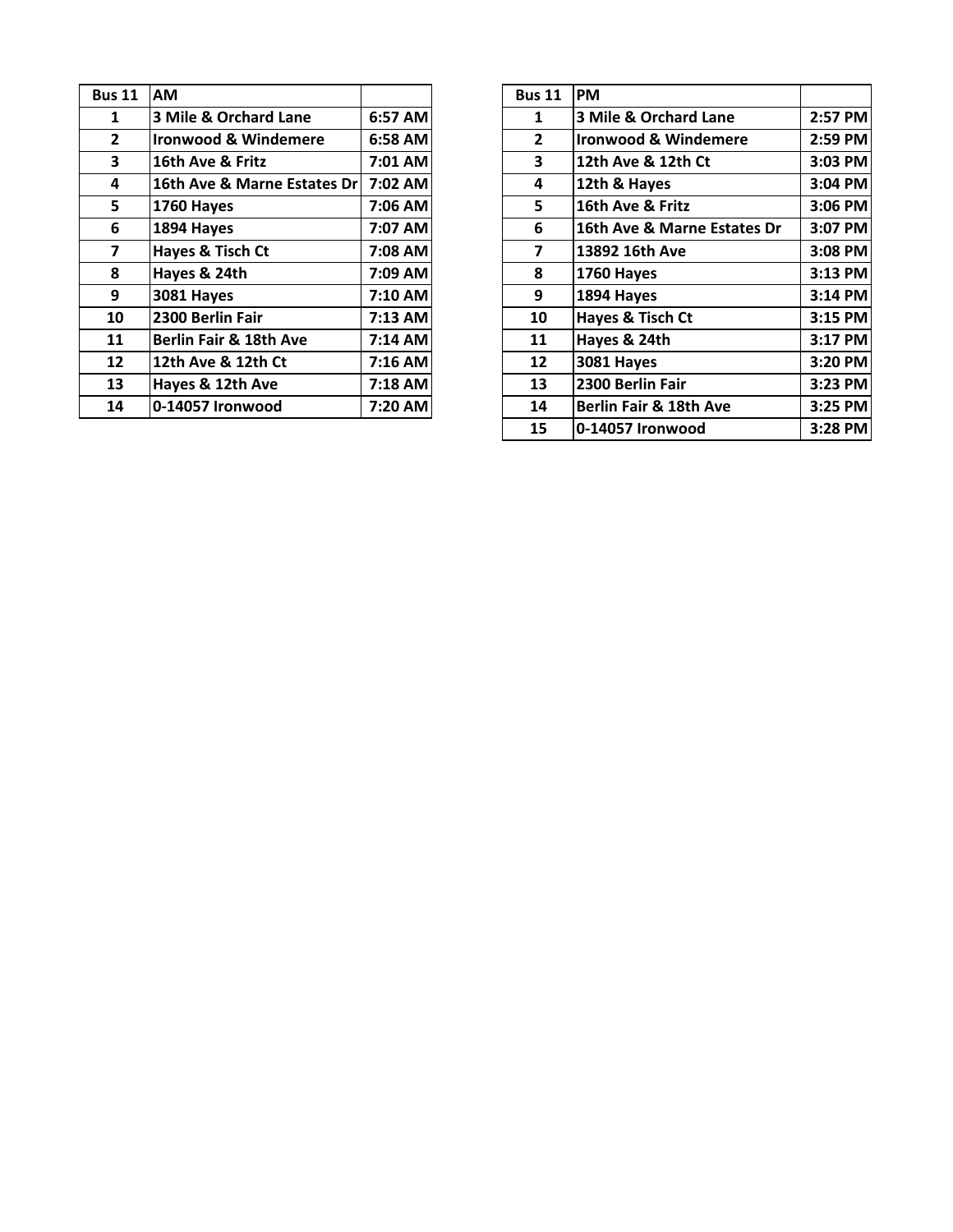| Bus 11 | AM | |
|---|---|---|
| 1 | 3 Mile & Orchard Lane | 6:57 AM |
| 2 | Ironwood & Windemere | 6:58 AM |
| 3 | 16th Ave & Fritz | 7:01 AM |
| 4 | 16th Ave & Marne Estates Dr | 7:02 AM |
| 5 | 1760 Hayes | 7:06 AM |
| 6 | 1894 Hayes | 7:07 AM |
| 7 | Hayes & Tisch Ct | 7:08 AM |
| 8 | Hayes & 24th | 7:09 AM |
| 9 | 3081 Hayes | 7:10 AM |
| 10 | 2300 Berlin Fair | 7:13 AM |
| 11 | Berlin Fair & 18th Ave | 7:14 AM |
| 12 | 12th Ave & 12th Ct | 7:16 AM |
| 13 | Hayes & 12th Ave | 7:18 AM |
| 14 | 0-14057 Ironwood | 7:20 AM |

| Bus 11 | PM | |
|---|---|---|
| 1 | 3 Mile & Orchard Lane | 2:57 PM |
| 2 | Ironwood & Windemere | 2:59 PM |
| 3 | 12th Ave & 12th Ct | 3:03 PM |
| 4 | 12th & Hayes | 3:04 PM |
| 5 | 16th Ave & Fritz | 3:06 PM |
| 6 | 16th Ave & Marne Estates Dr | 3:07 PM |
| 7 | 13892 16th Ave | 3:08 PM |
| 8 | 1760 Hayes | 3:13 PM |
| 9 | 1894 Hayes | 3:14 PM |
| 10 | Hayes & Tisch Ct | 3:15 PM |
| 11 | Hayes & 24th | 3:17 PM |
| 12 | 3081 Hayes | 3:20 PM |
| 13 | 2300 Berlin Fair | 3:23 PM |
| 14 | Berlin Fair & 18th Ave | 3:25 PM |
| 15 | 0-14057 Ironwood | 3:28 PM |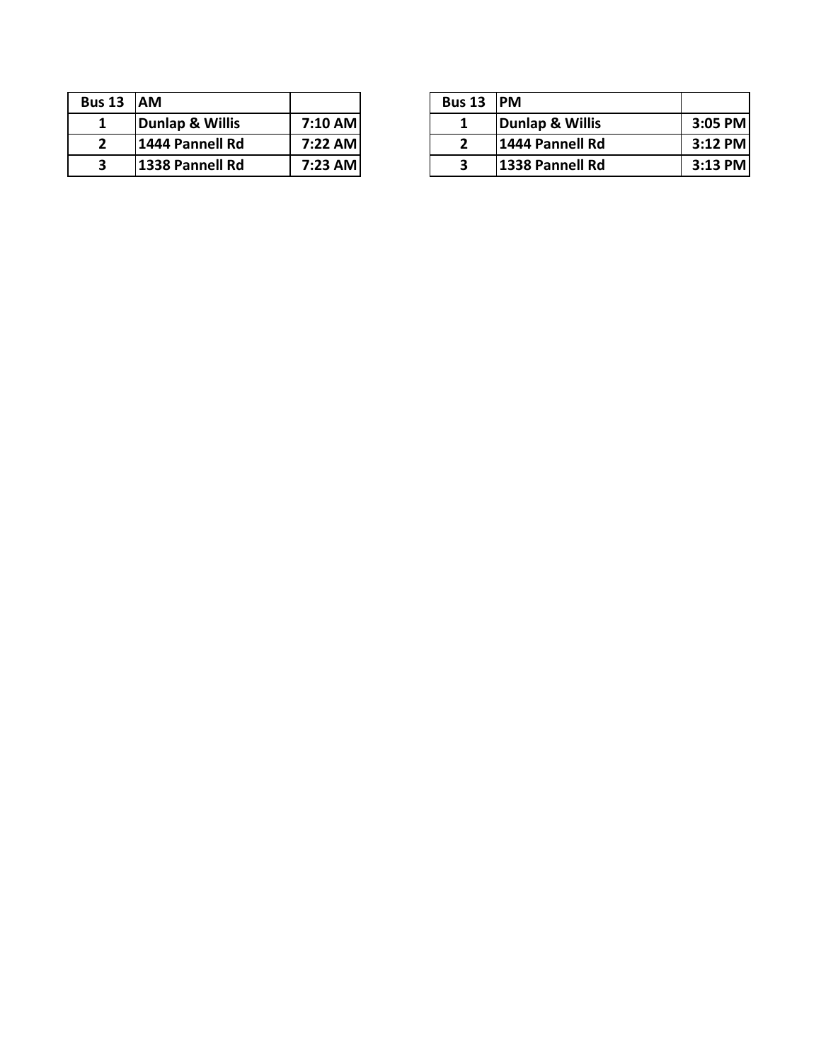| Bus 13 | AM | |
|---|---|---|
| 1 | Dunlap & Willis | 7:10 AM |
| 2 | 1444 Pannell Rd | 7:22 AM |
| 3 | 1338 Pannell Rd | 7:23 AM |

| Bus 13 | PM | |
|---|---|---|
| 1 | Dunlap & Willis | 3:05 PM |
| 2 | 1444 Pannell Rd | 3:12 PM |
| 3 | 1338 Pannell Rd | 3:13 PM |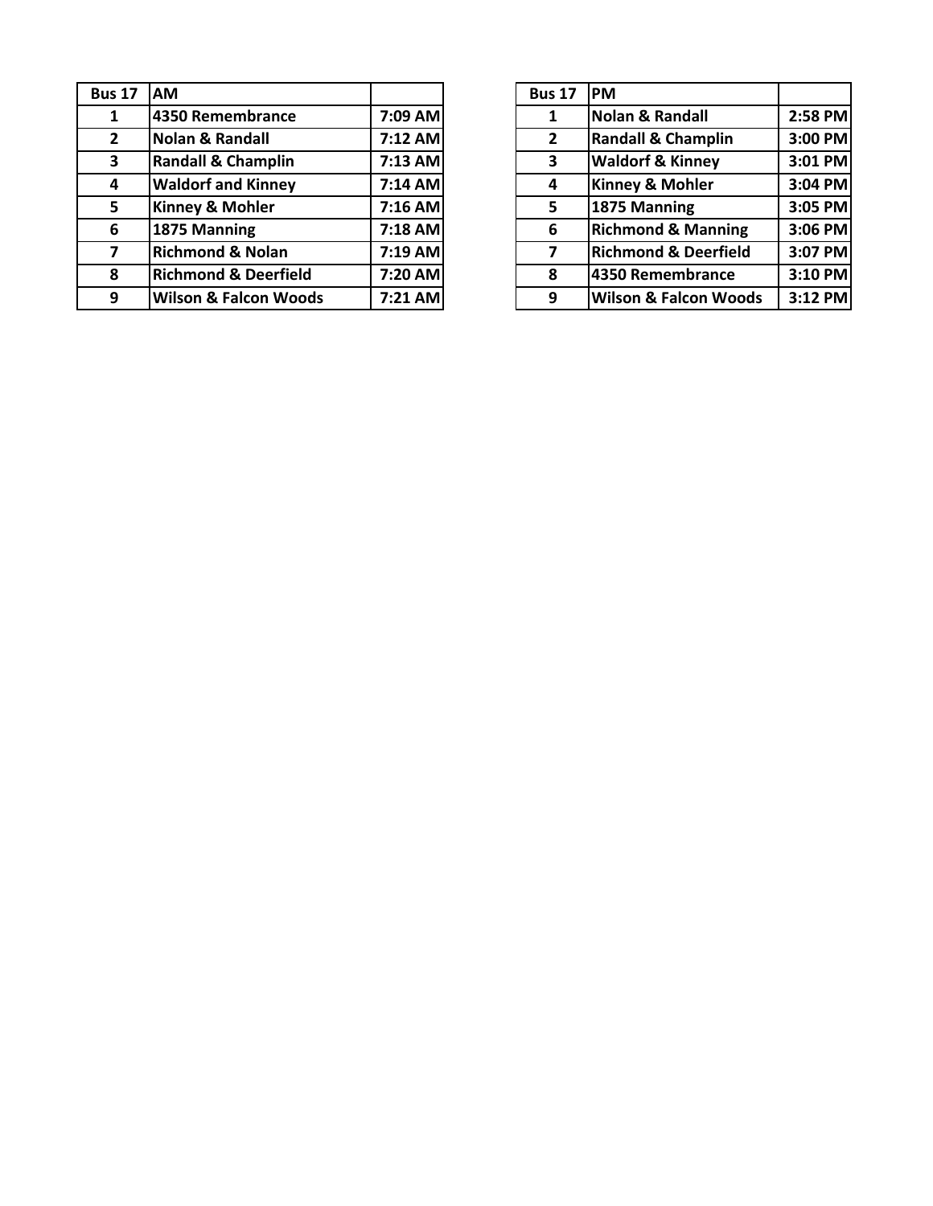| Bus 17 | AM | |
|---|---|---|
| 1 | 4350 Remembrance | 7:09 AM |
| 2 | Nolan & Randall | 7:12 AM |
| 3 | Randall & Champlin | 7:13 AM |
| 4 | Waldorf and Kinney | 7:14 AM |
| 5 | Kinney & Mohler | 7:16 AM |
| 6 | 1875 Manning | 7:18 AM |
| 7 | Richmond & Nolan | 7:19 AM |
| 8 | Richmond & Deerfield | 7:20 AM |
| 9 | Wilson & Falcon Woods | 7:21 AM |

| Bus 17 | PM | |
|---|---|---|
| 1 | Nolan & Randall | 2:58 PM |
| 2 | Randall & Champlin | 3:00 PM |
| 3 | Waldorf & Kinney | 3:01 PM |
| 4 | Kinney & Mohler | 3:04 PM |
| 5 | 1875 Manning | 3:05 PM |
| 6 | Richmond & Manning | 3:06 PM |
| 7 | Richmond & Deerfield | 3:07 PM |
| 8 | 4350 Remembrance | 3:10 PM |
| 9 | Wilson & Falcon Woods | 3:12 PM |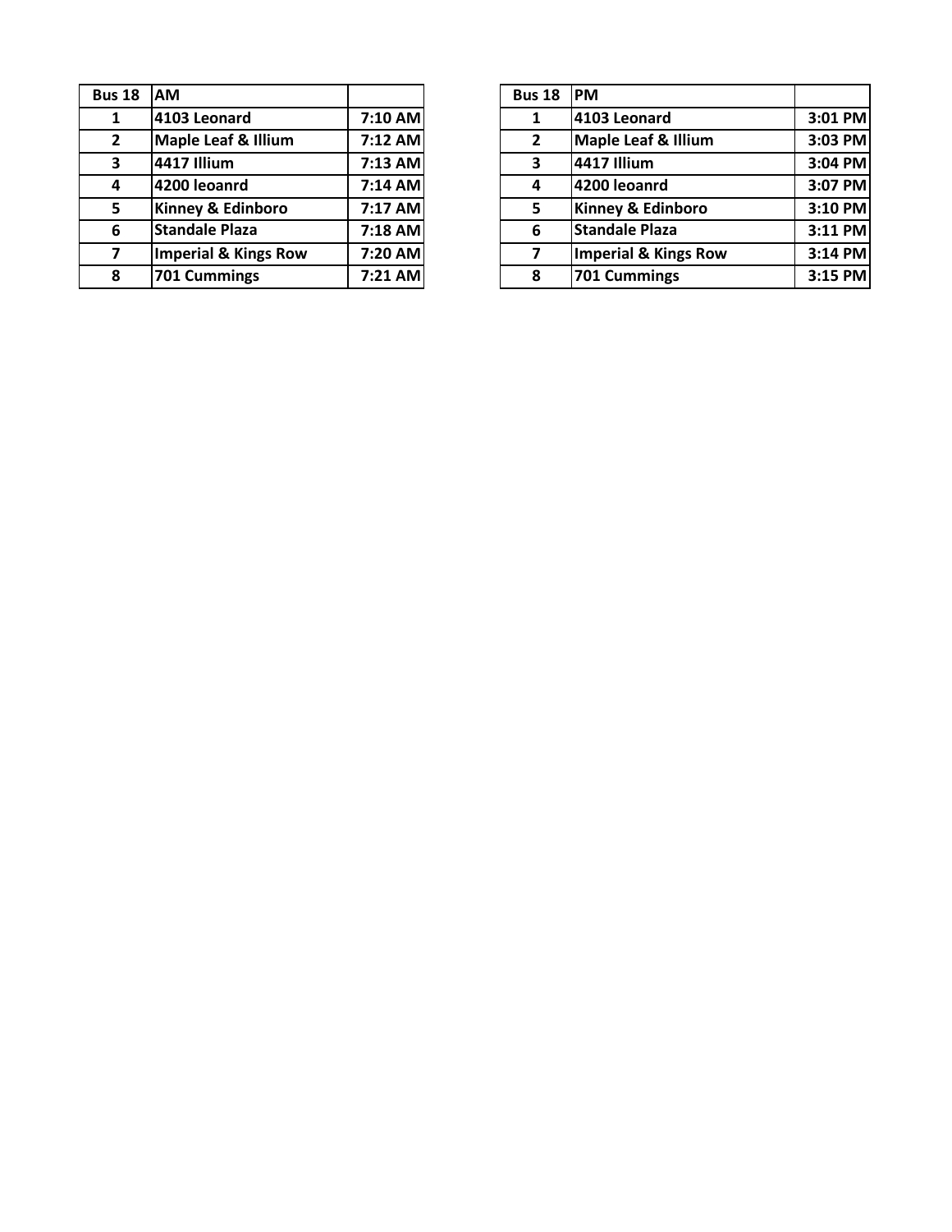| Bus 18 | AM | |
|---|---|---|
| 1 | 4103 Leonard | 7:10 AM |
| 2 | Maple Leaf & Illium | 7:12 AM |
| 3 | 4417 Illium | 7:13 AM |
| 4 | 4200 leoanrd | 7:14 AM |
| 5 | Kinney & Edinboro | 7:17 AM |
| 6 | Standale Plaza | 7:18 AM |
| 7 | Imperial & Kings Row | 7:20 AM |
| 8 | 701 Cummings | 7:21 AM |

| Bus 18 | PM | |
|---|---|---|
| 1 | 4103 Leonard | 3:01 PM |
| 2 | Maple Leaf & Illium | 3:03 PM |
| 3 | 4417 Illium | 3:04 PM |
| 4 | 4200 leoanrd | 3:07 PM |
| 5 | Kinney & Edinboro | 3:10 PM |
| 6 | Standale Plaza | 3:11 PM |
| 7 | Imperial & Kings Row | 3:14 PM |
| 8 | 701 Cummings | 3:15 PM |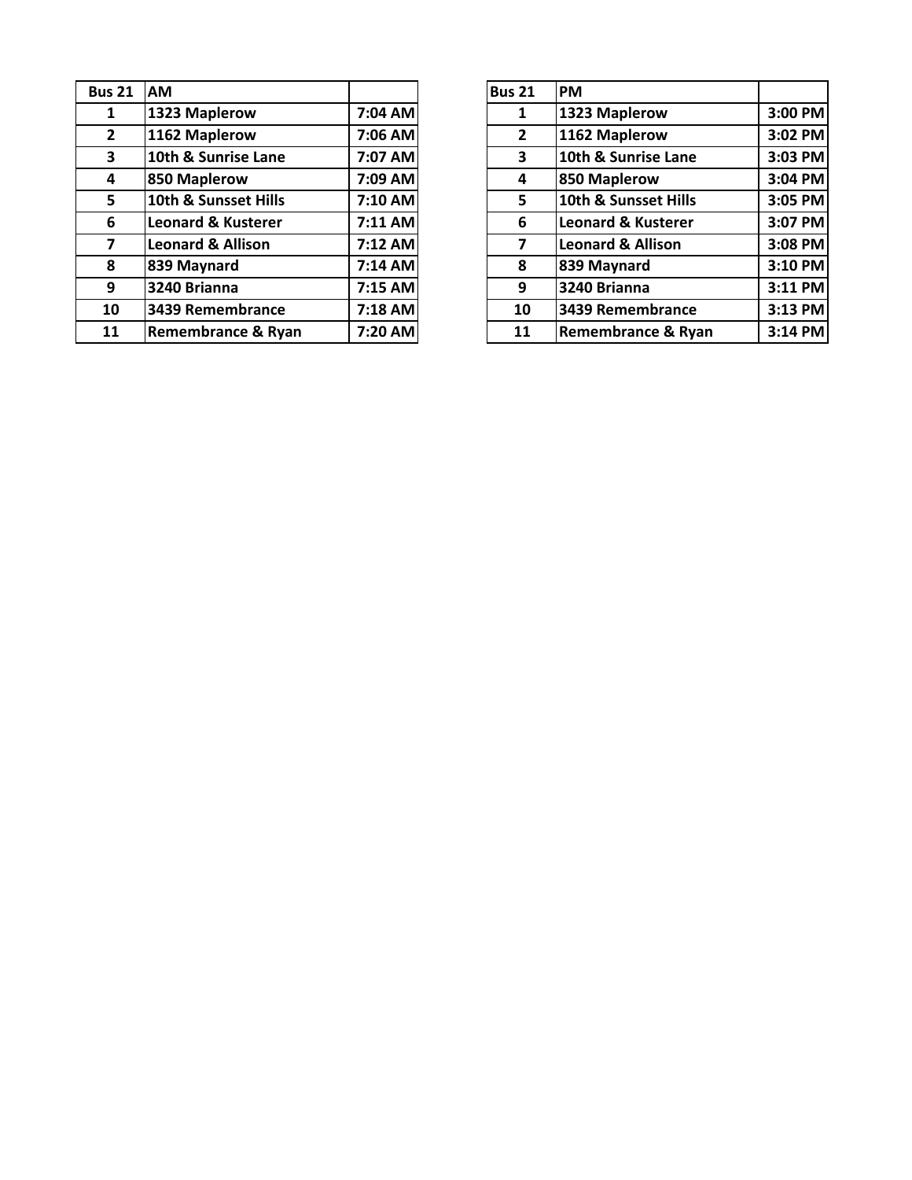| Bus 21 | AM | |
|---|---|---|
| 1 | 1323 Maplerow | 7:04 AM |
| 2 | 1162 Maplerow | 7:06 AM |
| 3 | 10th & Sunrise Lane | 7:07 AM |
| 4 | 850 Maplerow | 7:09 AM |
| 5 | 10th & Sunsset Hills | 7:10 AM |
| 6 | Leonard & Kusterer | 7:11 AM |
| 7 | Leonard & Allison | 7:12 AM |
| 8 | 839 Maynard | 7:14 AM |
| 9 | 3240 Brianna | 7:15 AM |
| 10 | 3439 Remembrance | 7:18 AM |
| 11 | Remembrance & Ryan | 7:20 AM |

| Bus 21 | PM | |
|---|---|---|
| 1 | 1323 Maplerow | 3:00 PM |
| 2 | 1162 Maplerow | 3:02 PM |
| 3 | 10th & Sunrise Lane | 3:03 PM |
| 4 | 850 Maplerow | 3:04 PM |
| 5 | 10th & Sunsset Hills | 3:05 PM |
| 6 | Leonard & Kusterer | 3:07 PM |
| 7 | Leonard & Allison | 3:08 PM |
| 8 | 839 Maynard | 3:10 PM |
| 9 | 3240 Brianna | 3:11 PM |
| 10 | 3439 Remembrance | 3:13 PM |
| 11 | Remembrance & Ryan | 3:14 PM |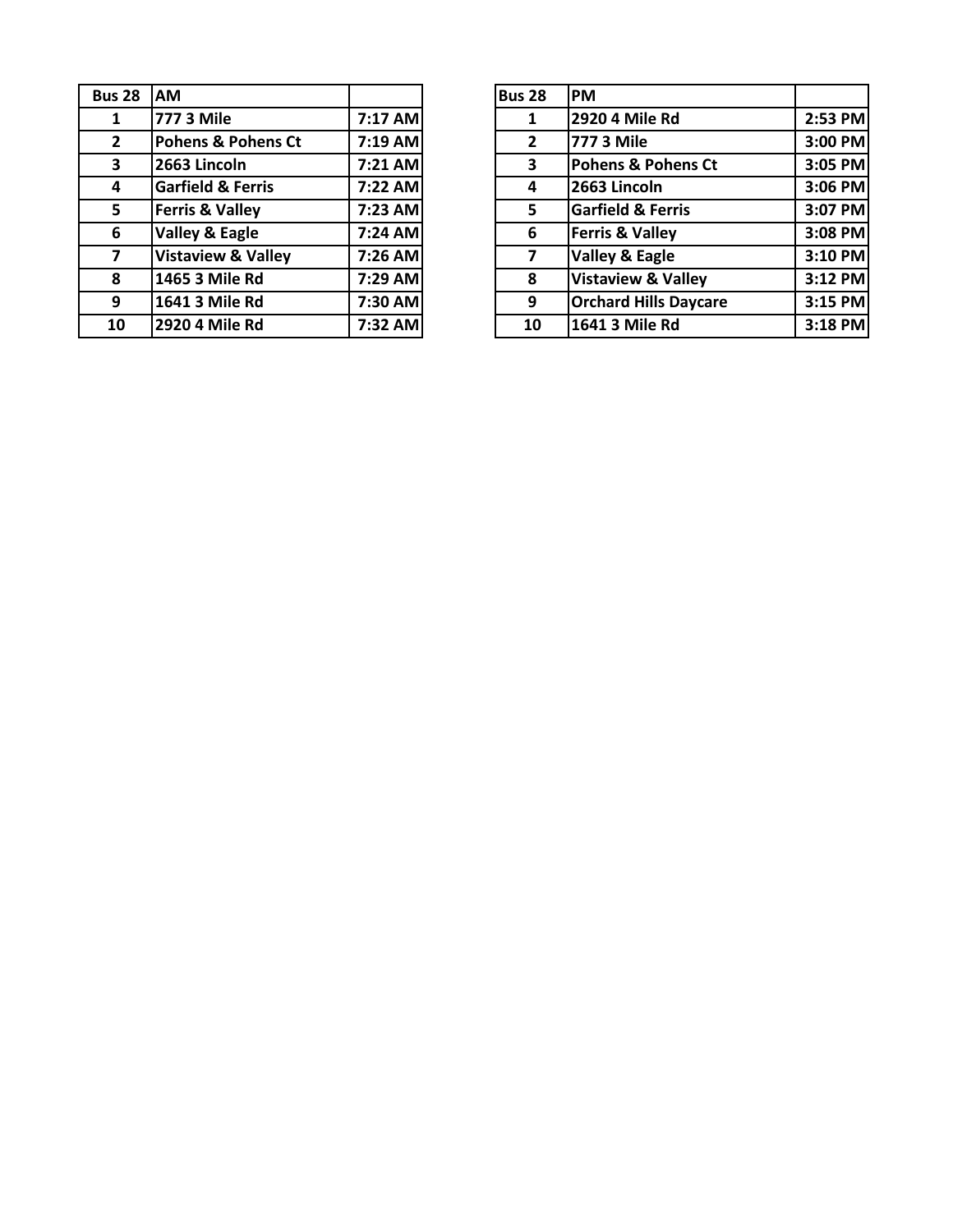| Bus 28 | AM | |
|---|---|---|
| 1 | 777 3 Mile | 7:17 AM |
| 2 | Pohens & Pohens Ct | 7:19 AM |
| 3 | 2663 Lincoln | 7:21 AM |
| 4 | Garfield & Ferris | 7:22 AM |
| 5 | Ferris & Valley | 7:23 AM |
| 6 | Valley & Eagle | 7:24 AM |
| 7 | Vistaview & Valley | 7:26 AM |
| 8 | 1465 3 Mile Rd | 7:29 AM |
| 9 | 1641 3 Mile Rd | 7:30 AM |
| 10 | 2920 4 Mile Rd | 7:32 AM |

| Bus 28 | PM | |
|---|---|---|
| 1 | 2920 4 Mile Rd | 2:53 PM |
| 2 | 777 3 Mile | 3:00 PM |
| 3 | Pohens & Pohens Ct | 3:05 PM |
| 4 | 2663 Lincoln | 3:06 PM |
| 5 | Garfield & Ferris | 3:07 PM |
| 6 | Ferris & Valley | 3:08 PM |
| 7 | Valley & Eagle | 3:10 PM |
| 8 | Vistaview & Valley | 3:12 PM |
| 9 | Orchard Hills Daycare | 3:15 PM |
| 10 | 1641 3 Mile Rd | 3:18 PM |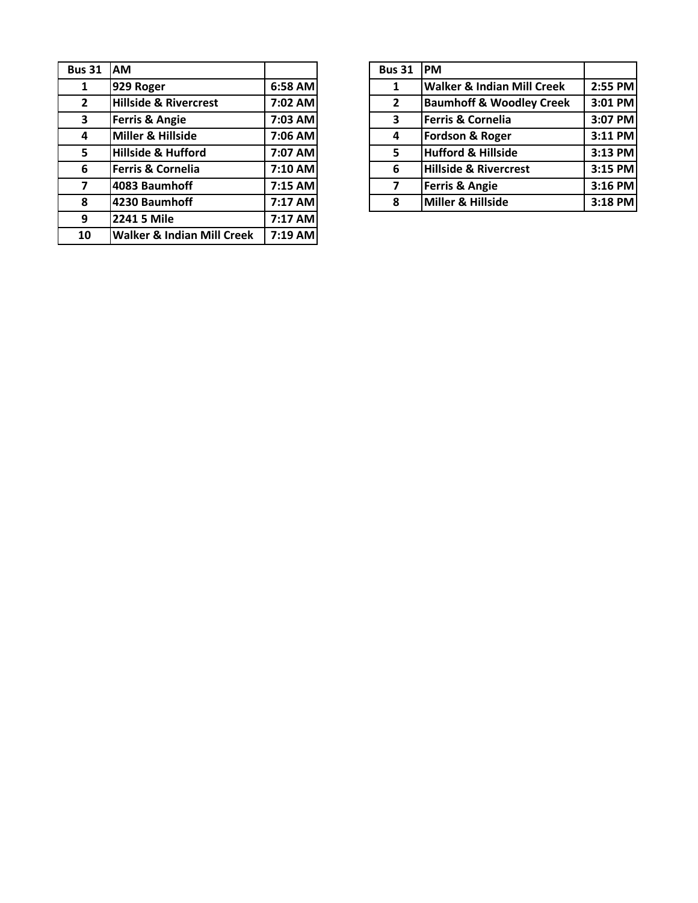| Bus 31 | AM | |
|---|---|---|
| 1 | 929 Roger | 6:58 AM |
| 2 | Hillside & Rivercrest | 7:02 AM |
| 3 | Ferris & Angie | 7:03 AM |
| 4 | Miller & Hillside | 7:06 AM |
| 5 | Hillside & Hufford | 7:07 AM |
| 6 | Ferris & Cornelia | 7:10 AM |
| 7 | 4083 Baumhoff | 7:15 AM |
| 8 | 4230 Baumhoff | 7:17 AM |
| 9 | 2241 5 Mile | 7:17 AM |
| 10 | Walker & Indian Mill Creek | 7:19 AM |

| Bus 31 | PM | |
|---|---|---|
| 1 | Walker & Indian Mill Creek | 2:55 PM |
| 2 | Baumhoff & Woodley Creek | 3:01 PM |
| 3 | Ferris & Cornelia | 3:07 PM |
| 4 | Fordson & Roger | 3:11 PM |
| 5 | Hufford & Hillside | 3:13 PM |
| 6 | Hillside & Rivercrest | 3:15 PM |
| 7 | Ferris & Angie | 3:16 PM |
| 8 | Miller & Hillside | 3:18 PM |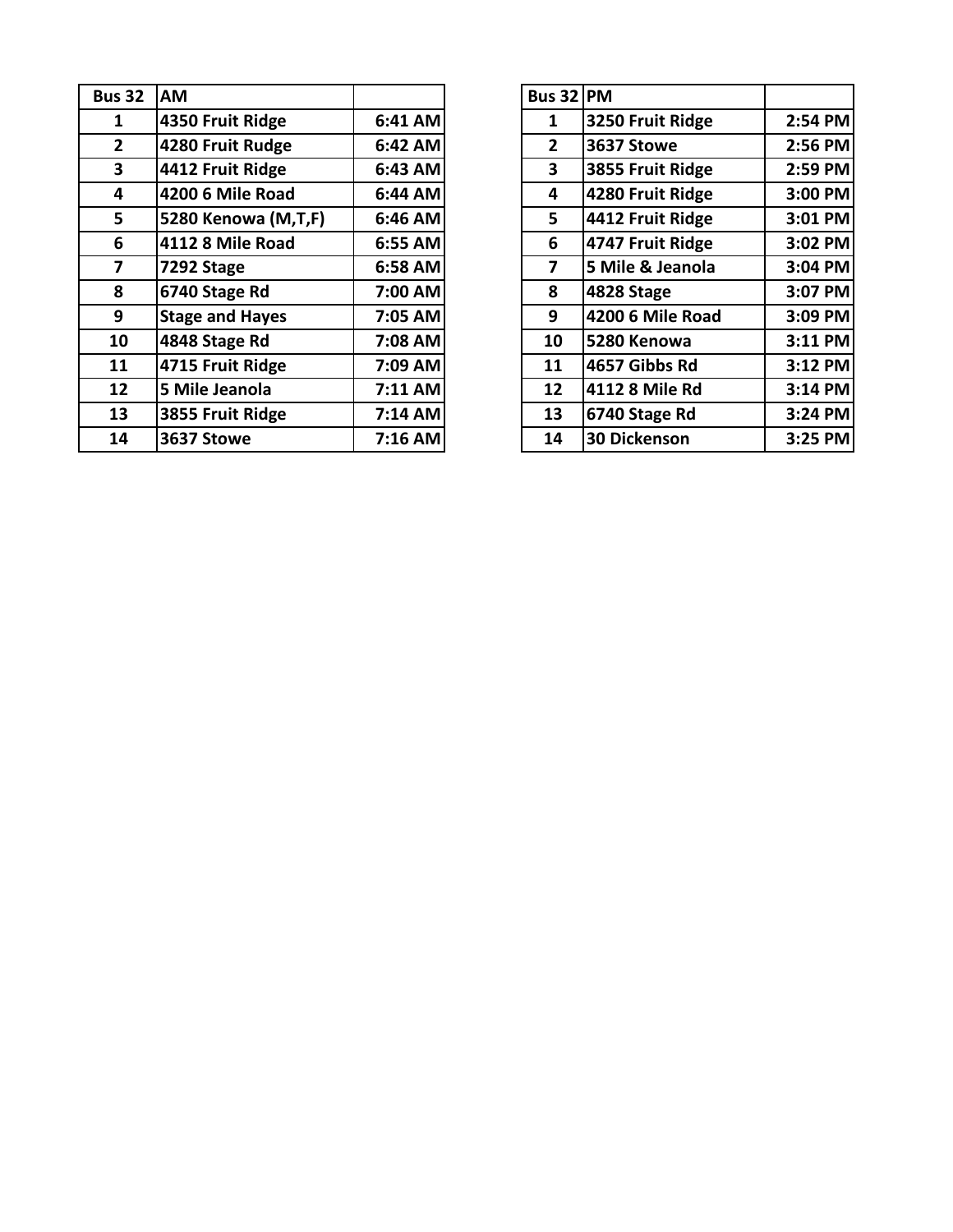| Bus 32 | AM | |
|---|---|---|
| 1 | 4350 Fruit Ridge | 6:41 AM |
| 2 | 4280 Fruit Rudge | 6:42 AM |
| 3 | 4412 Fruit Ridge | 6:43 AM |
| 4 | 4200 6 Mile Road | 6:44 AM |
| 5 | 5280 Kenowa (M,T,F) | 6:46 AM |
| 6 | 4112 8 Mile Road | 6:55 AM |
| 7 | 7292 Stage | 6:58 AM |
| 8 | 6740 Stage Rd | 7:00 AM |
| 9 | Stage and Hayes | 7:05 AM |
| 10 | 4848 Stage Rd | 7:08 AM |
| 11 | 4715 Fruit Ridge | 7:09 AM |
| 12 | 5 Mile Jeanola | 7:11 AM |
| 13 | 3855 Fruit Ridge | 7:14 AM |
| 14 | 3637 Stowe | 7:16 AM |

| Bus 32 | PM | |
|---|---|---|
| 1 | 3250 Fruit Ridge | 2:54 PM |
| 2 | 3637 Stowe | 2:56 PM |
| 3 | 3855 Fruit Ridge | 2:59 PM |
| 4 | 4280 Fruit Ridge | 3:00 PM |
| 5 | 4412 Fruit Ridge | 3:01 PM |
| 6 | 4747 Fruit Ridge | 3:02 PM |
| 7 | 5 Mile & Jeanola | 3:04 PM |
| 8 | 4828 Stage | 3:07 PM |
| 9 | 4200 6 Mile Road | 3:09 PM |
| 10 | 5280 Kenowa | 3:11 PM |
| 11 | 4657 Gibbs Rd | 3:12 PM |
| 12 | 4112 8 Mile Rd | 3:14 PM |
| 13 | 6740 Stage Rd | 3:24 PM |
| 14 | 30 Dickenson | 3:25 PM |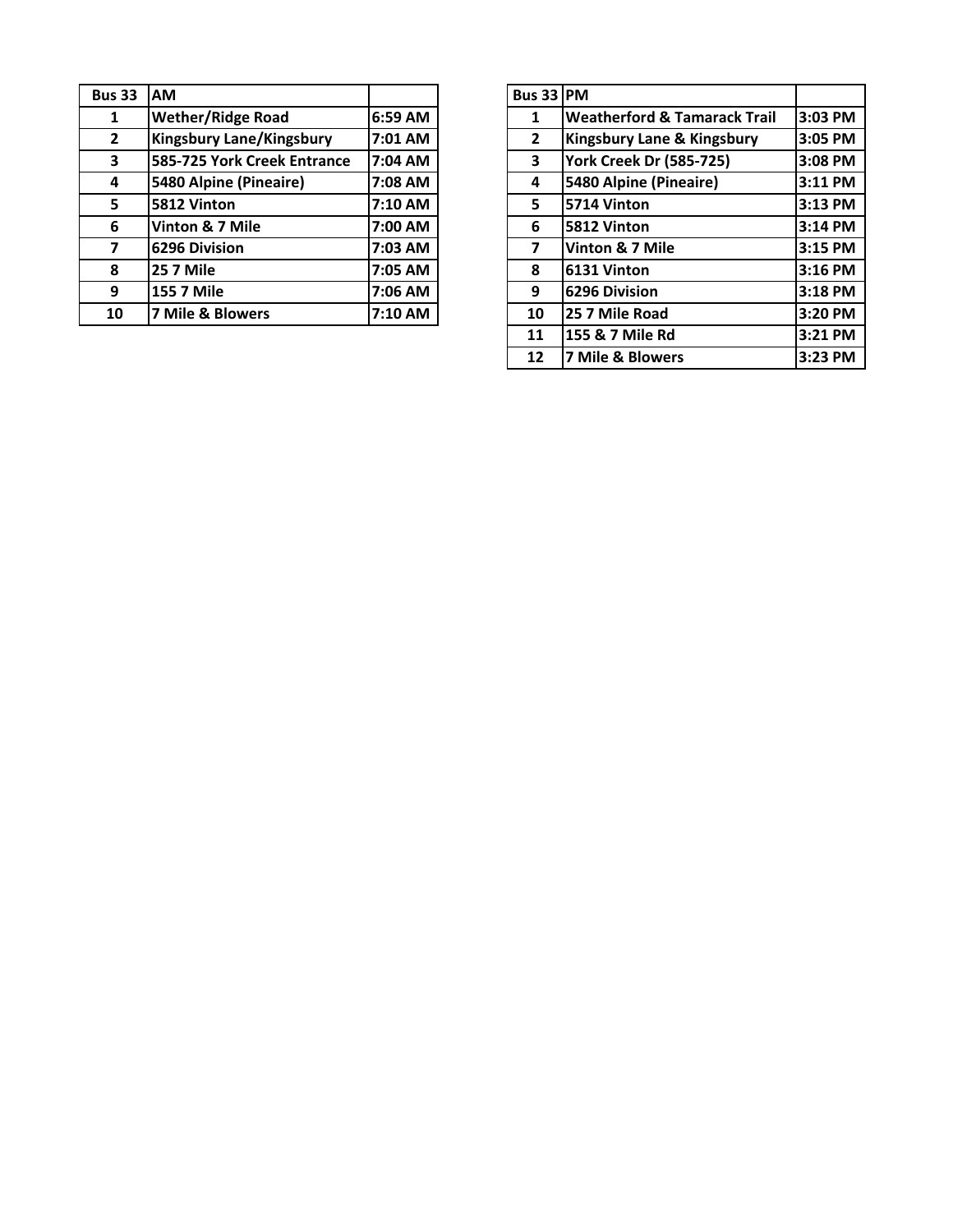| Bus 33 | AM | |
|---|---|---|
| 1 | Wether/Ridge Road | 6:59 AM |
| 2 | Kingsbury Lane/Kingsbury | 7:01 AM |
| 3 | 585-725 York Creek Entrance | 7:04 AM |
| 4 | 5480 Alpine (Pineaire) | 7:08 AM |
| 5 | 5812 Vinton | 7:10 AM |
| 6 | Vinton & 7 Mile | 7:00 AM |
| 7 | 6296 Division | 7:03 AM |
| 8 | 25 7 Mile | 7:05 AM |
| 9 | 155 7 Mile | 7:06 AM |
| 10 | 7 Mile & Blowers | 7:10 AM |

| Bus 33 | PM | |
|---|---|---|
| 1 | Weatherford & Tamarack Trail | 3:03 PM |
| 2 | Kingsbury Lane & Kingsbury | 3:05 PM |
| 3 | York Creek Dr (585-725) | 3:08 PM |
| 4 | 5480 Alpine (Pineaire) | 3:11 PM |
| 5 | 5714 Vinton | 3:13 PM |
| 6 | 5812 Vinton | 3:14 PM |
| 7 | Vinton & 7 Mile | 3:15 PM |
| 8 | 6131 Vinton | 3:16 PM |
| 9 | 6296 Division | 3:18 PM |
| 10 | 25 7 Mile Road | 3:20 PM |
| 11 | 155 & 7 Mile Rd | 3:21 PM |
| 12 | 7 Mile & Blowers | 3:23 PM |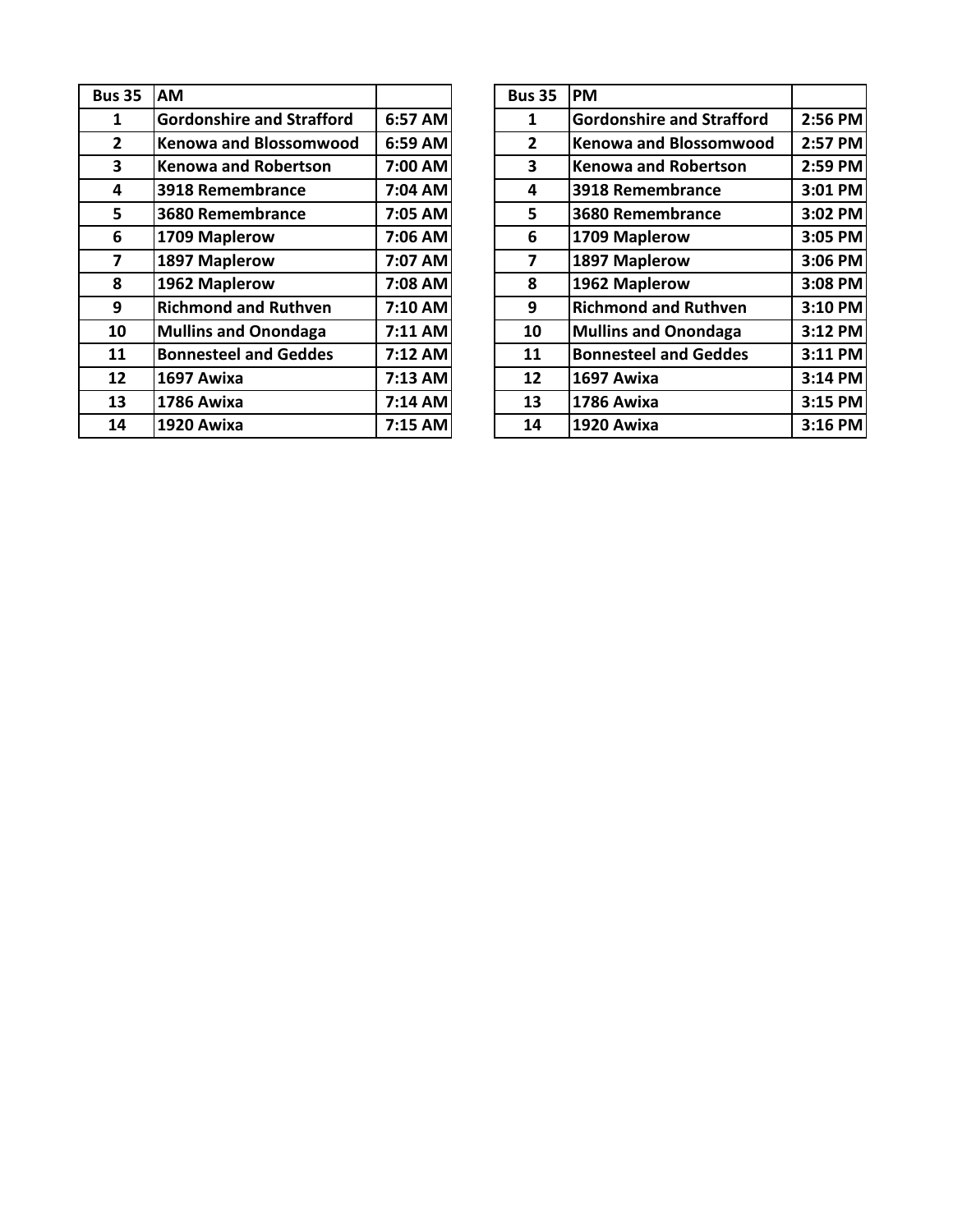| Bus 35 | AM | |
|---|---|---|
| 1 | Gordonshire and Strafford | 6:57 AM |
| 2 | Kenowa and Blossomwood | 6:59 AM |
| 3 | Kenowa and Robertson | 7:00 AM |
| 4 | 3918 Remembrance | 7:04 AM |
| 5 | 3680 Remembrance | 7:05 AM |
| 6 | 1709 Maplerow | 7:06 AM |
| 7 | 1897 Maplerow | 7:07 AM |
| 8 | 1962 Maplerow | 7:08 AM |
| 9 | Richmond and Ruthven | 7:10 AM |
| 10 | Mullins and Onondaga | 7:11 AM |
| 11 | Bonnesteel and Geddes | 7:12 AM |
| 12 | 1697 Awixa | 7:13 AM |
| 13 | 1786 Awixa | 7:14 AM |
| 14 | 1920 Awixa | 7:15 AM |

| Bus 35 | PM | |
|---|---|---|
| 1 | Gordonshire and Strafford | 2:56 PM |
| 2 | Kenowa and Blossomwood | 2:57 PM |
| 3 | Kenowa and Robertson | 2:59 PM |
| 4 | 3918 Remembrance | 3:01 PM |
| 5 | 3680 Remembrance | 3:02 PM |
| 6 | 1709 Maplerow | 3:05 PM |
| 7 | 1897 Maplerow | 3:06 PM |
| 8 | 1962 Maplerow | 3:08 PM |
| 9 | Richmond and Ruthven | 3:10 PM |
| 10 | Mullins and Onondaga | 3:12 PM |
| 11 | Bonnesteel and Geddes | 3:11 PM |
| 12 | 1697 Awixa | 3:14 PM |
| 13 | 1786 Awixa | 3:15 PM |
| 14 | 1920 Awixa | 3:16 PM |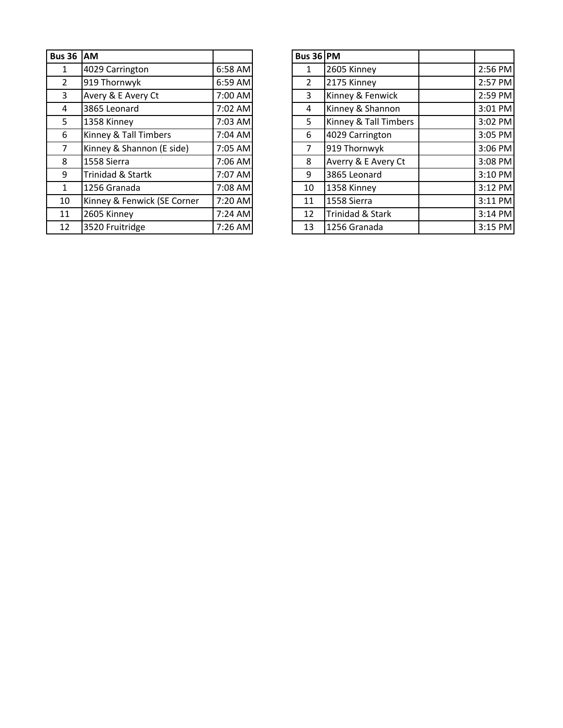| Bus 36 | AM | |
|---|---|---|
| 1 | 4029 Carrington | 6:58 AM |
| 2 | 919 Thornwyk | 6:59 AM |
| 3 | Avery & E Avery Ct | 7:00 AM |
| 4 | 3865 Leonard | 7:02 AM |
| 5 | 1358 Kinney | 7:03 AM |
| 6 | Kinney & Tall Timbers | 7:04 AM |
| 7 | Kinney & Shannon (E side) | 7:05 AM |
| 8 | 1558 Sierra | 7:06 AM |
| 9 | Trinidad & Startk | 7:07 AM |
| 1 | 1256 Granada | 7:08 AM |
| 10 | Kinney & Fenwick (SE Corner | 7:20 AM |
| 11 | 2605 Kinney | 7:24 AM |
| 12 | 3520 Fruitridge | 7:26 AM |

| Bus 36 | PM | | |
|---|---|---|---|
| 1 | 2605 Kinney | | 2:56 PM |
| 2 | 2175 Kinney | | 2:57 PM |
| 3 | Kinney & Fenwick | | 2:59 PM |
| 4 | Kinney & Shannon | | 3:01 PM |
| 5 | Kinney & Tall Timbers | | 3:02 PM |
| 6 | 4029 Carrington | | 3:05 PM |
| 7 | 919 Thornwyk | | 3:06 PM |
| 8 | Averry & E Avery Ct | | 3:08 PM |
| 9 | 3865 Leonard | | 3:10 PM |
| 10 | 1358 Kinney | | 3:12 PM |
| 11 | 1558 Sierra | | 3:11 PM |
| 12 | Trinidad & Stark | | 3:14 PM |
| 13 | 1256 Granada | | 3:15 PM |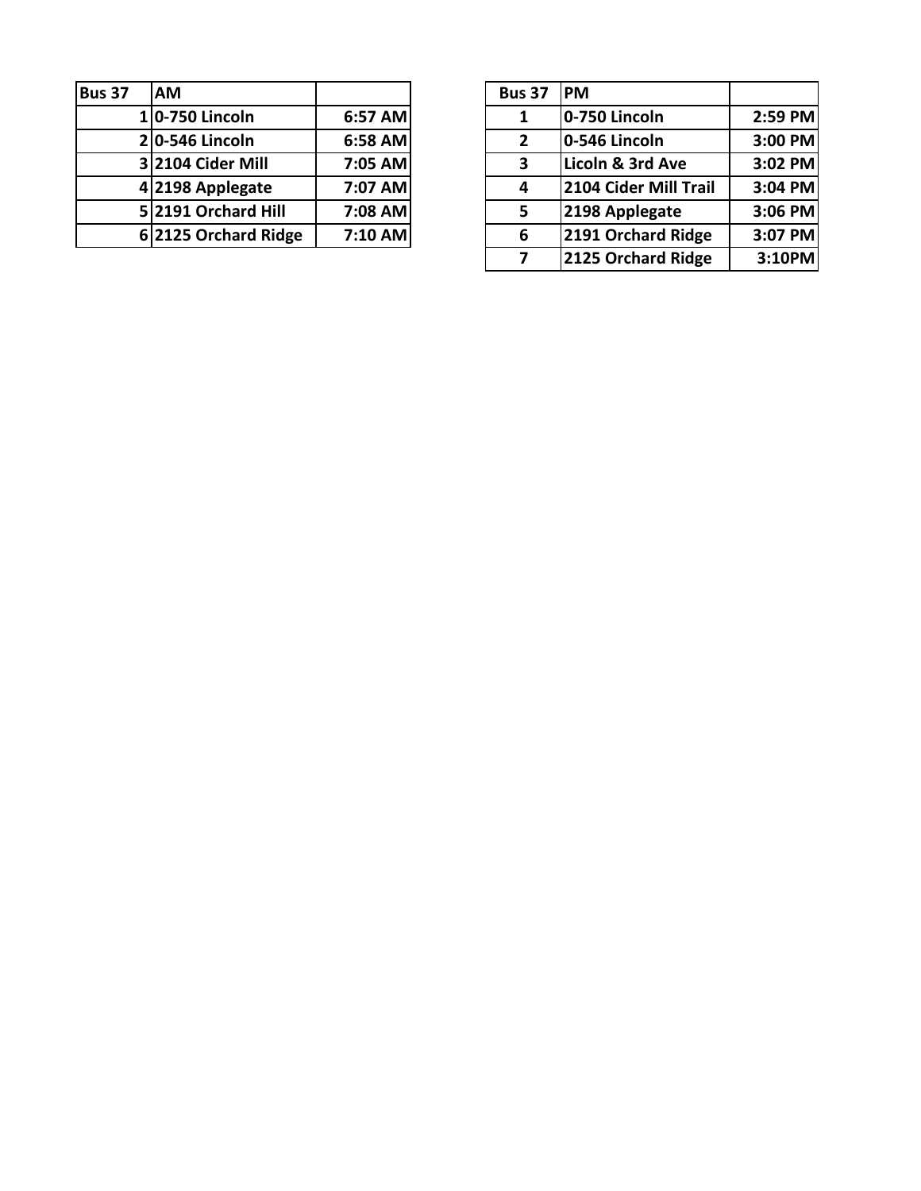| Bus 37 | AM | |
|---|---|---|
| 1 | 0-750 Lincoln | 6:57 AM |
| 2 | 0-546 Lincoln | 6:58 AM |
| 3 | 2104 Cider Mill | 7:05 AM |
| 4 | 2198 Applegate | 7:07 AM |
| 5 | 2191 Orchard Hill | 7:08 AM |
| 6 | 2125 Orchard Ridge | 7:10 AM |

| Bus 37 | PM | |
|---|---|---|
| 1 | 0-750 Lincoln | 2:59 PM |
| 2 | 0-546 Lincoln | 3:00 PM |
| 3 | Licoln & 3rd Ave | 3:02 PM |
| 4 | 2104 Cider Mill Trail | 3:04 PM |
| 5 | 2198 Applegate | 3:06 PM |
| 6 | 2191 Orchard Ridge | 3:07 PM |
| 7 | 2125 Orchard Ridge | 3:10PM |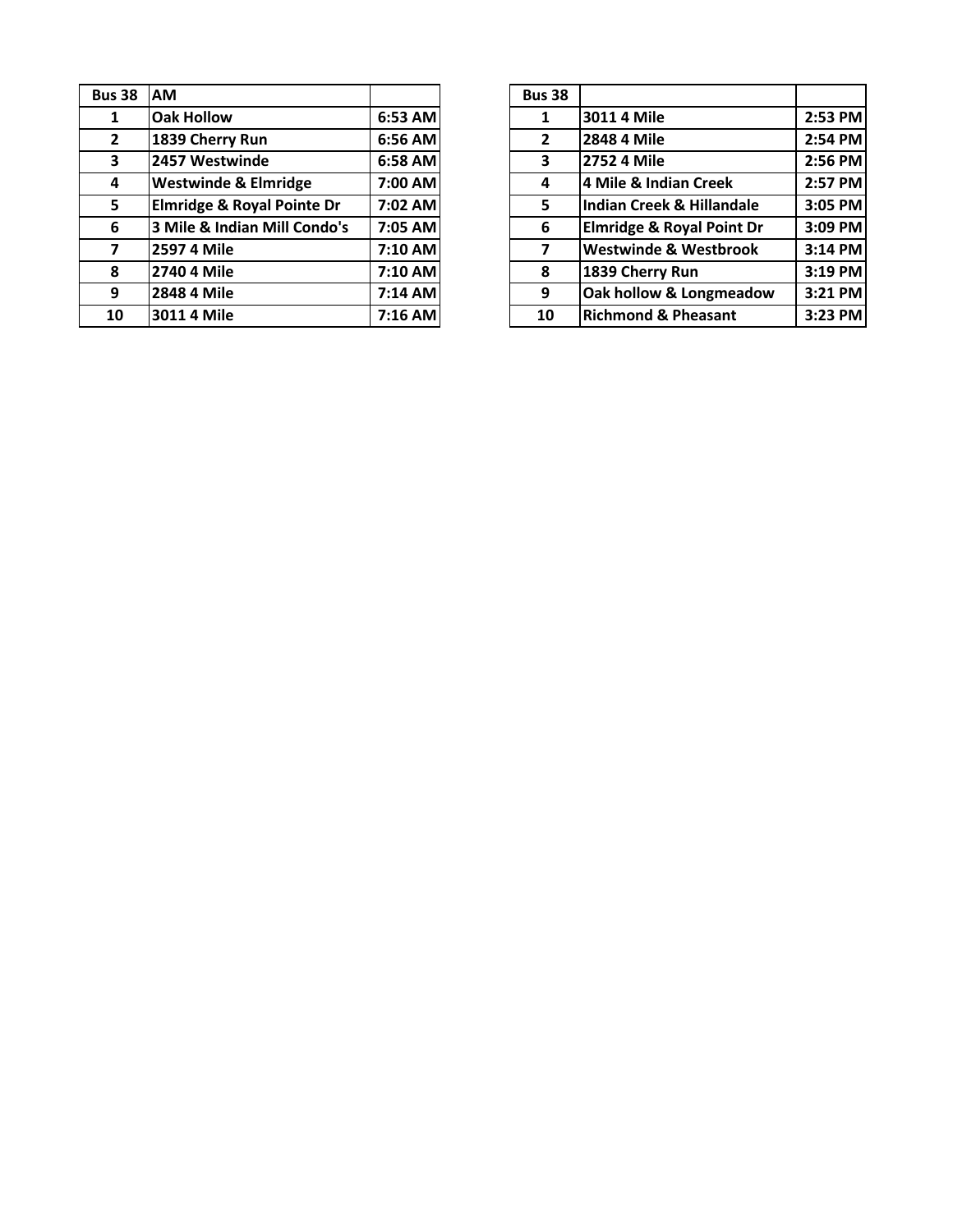| Bus 38 | AM | |
|---|---|---|
| 1 | Oak Hollow | 6:53 AM |
| 2 | 1839 Cherry Run | 6:56 AM |
| 3 | 2457 Westwinde | 6:58 AM |
| 4 | Westwinde & Elmridge | 7:00 AM |
| 5 | Elmridge & Royal Pointe Dr | 7:02 AM |
| 6 | 3 Mile & Indian Mill Condo's | 7:05 AM |
| 7 | 2597 4 Mile | 7:10 AM |
| 8 | 2740 4 Mile | 7:10 AM |
| 9 | 2848 4 Mile | 7:14 AM |
| 10 | 3011 4 Mile | 7:16 AM |

| Bus 38 | | |
|---|---|---|
| 1 | 3011 4 Mile | 2:53 PM |
| 2 | 2848 4 Mile | 2:54 PM |
| 3 | 2752 4 Mile | 2:56 PM |
| 4 | 4 Mile & Indian Creek | 2:57 PM |
| 5 | Indian Creek & Hillandale | 3:05 PM |
| 6 | Elmridge & Royal Point Dr | 3:09 PM |
| 7 | Westwinde & Westbrook | 3:14 PM |
| 8 | 1839 Cherry Run | 3:19 PM |
| 9 | Oak hollow & Longmeadow | 3:21 PM |
| 10 | Richmond & Pheasant | 3:23 PM |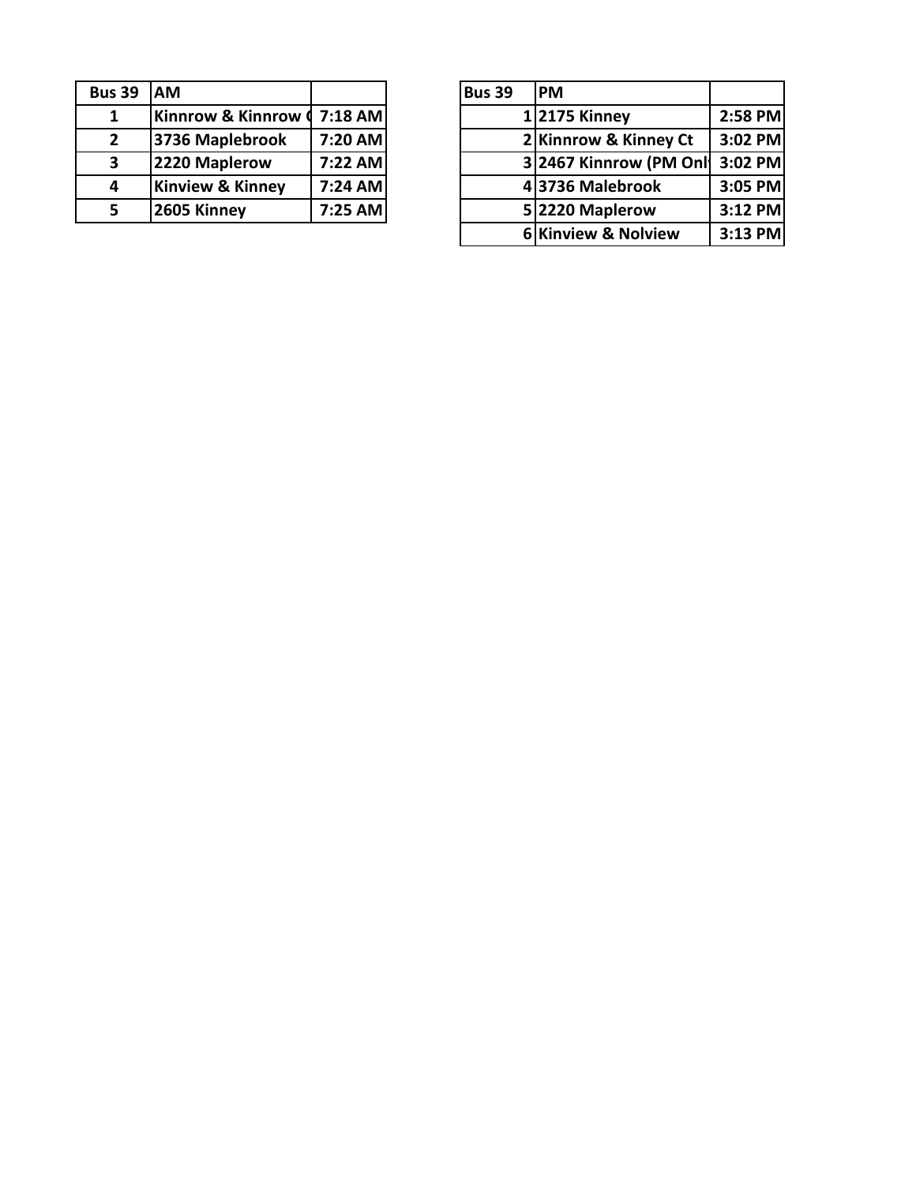| Bus 39 | AM | |
|---|---|---|
| 1 | Kinnrow & Kinnrow ( | 7:18 AM |
| 2 | 3736 Maplebrook | 7:20 AM |
| 3 | 2220 Maplerow | 7:22 AM |
| 4 | Kinview & Kinney | 7:24 AM |
| 5 | 2605 Kinney | 7:25 AM |

| Bus 39 | PM | |
|---|---|---|
| 1 | 2175 Kinney | 2:58 PM |
| 2 | Kinnrow & Kinney Ct | 3:02 PM |
| 3 | 2467 Kinnrow (PM Onl | 3:02 PM |
| 4 | 3736 Malebrook | 3:05 PM |
| 5 | 2220 Maplerow | 3:12 PM |
| 6 | Kinview & Nolview | 3:13 PM |